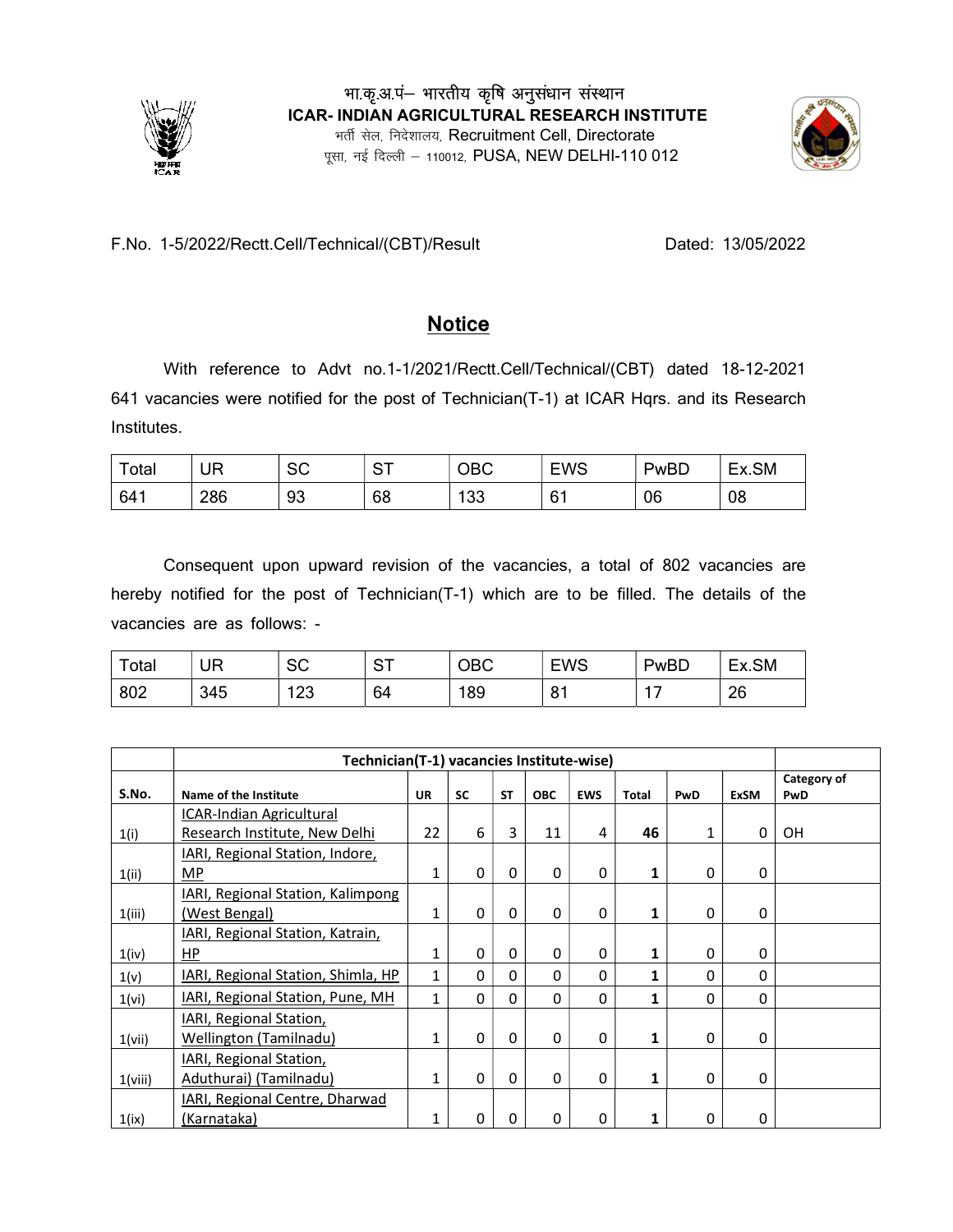भा.कृ.अ.पं– भारतीय कृषि अनुसंधान संस्थान
**ICAR- INDIAN AGRICULTURAL RESEARCH INSTITUTE**
भर्ती सेल, निदेशालय, Recruitment Cell, Directorate
पूसा, नई दिल्ली – 110012, PUSA, NEW DELHI-110 012

F.No. 1-5/2022/Rectt.Cell/Technical/(CBT)/Result Dated: 13/05/2022

# Notice

With reference to Advt no.1-1/2021/Rectt.Cell/Technical/(CBT) dated 18-12-2021 641 vacancies were notified for the post of Technician(T-1) at ICAR Hqrs. and its Research Institutes.

| Total | UR | SC | ST | OBC | EWS | PwBD | Ex.SM |
|---|---|---|---|---|---|---|---|
| 641 | 286 | 93 | 68 | 133 | 61 | 06 | 08 |

Consequent upon upward revision of the vacancies, a total of 802 vacancies are hereby notified for the post of Technician(T-1) which are to be filled. The details of the vacancies are as follows: -

| Total | UR | SC | ST | OBC | EWS | PwBD | Ex.SM |
|---|---|---|---|---|---|---|---|
| 802 | 345 | 123 | 64 | 189 | 81 | 17 | 26 |

| | Technician(T-1) vacancies Institute-wise) | | | | | | | | | |
|---|---|---|---|---|---|---|---|---|---|---|
| S.No. | Name of the Institute | UR | SC | ST | OBC | EWS | Total | PwD | ExSM | Category of PwD |
| 1(i) | ICAR-Indian Agricultural Research Institute, New Delhi | 22 | 6 | 3 | 11 | 4 | **46** | 1 | 0 | OH |
| 1(ii) | IARI, Regional Station, Indore, MP | 1 | 0 | 0 | 0 | 0 | **1** | 0 | 0 | |
| 1(iii) | IARI, Regional Station, Kalimpong (West Bengal) | 1 | 0 | 0 | 0 | 0 | **1** | 0 | 0 | |
| 1(iv) | IARI, Regional Station, Katrain, HP | 1 | 0 | 0 | 0 | 0 | **1** | 0 | 0 | |
| 1(v) | IARI, Regional Station, Shimla, HP | 1 | 0 | 0 | 0 | 0 | **1** | 0 | 0 | |
| 1(vi) | IARI, Regional Station, Pune, MH | 1 | 0 | 0 | 0 | 0 | **1** | 0 | 0 | |
| 1(vii) | IARI, Regional Station, Wellington (Tamilnadu) | 1 | 0 | 0 | 0 | 0 | **1** | 0 | 0 | |
| 1(viii) | IARI, Regional Station, Aduthurai) (Tamilnadu) | 1 | 0 | 0 | 0 | 0 | **1** | 0 | 0 | |
| 1(ix) | IARI, Regional Centre, Dharwad (Karnataka) | 1 | 0 | 0 | 0 | 0 | **1** | 0 | 0 | |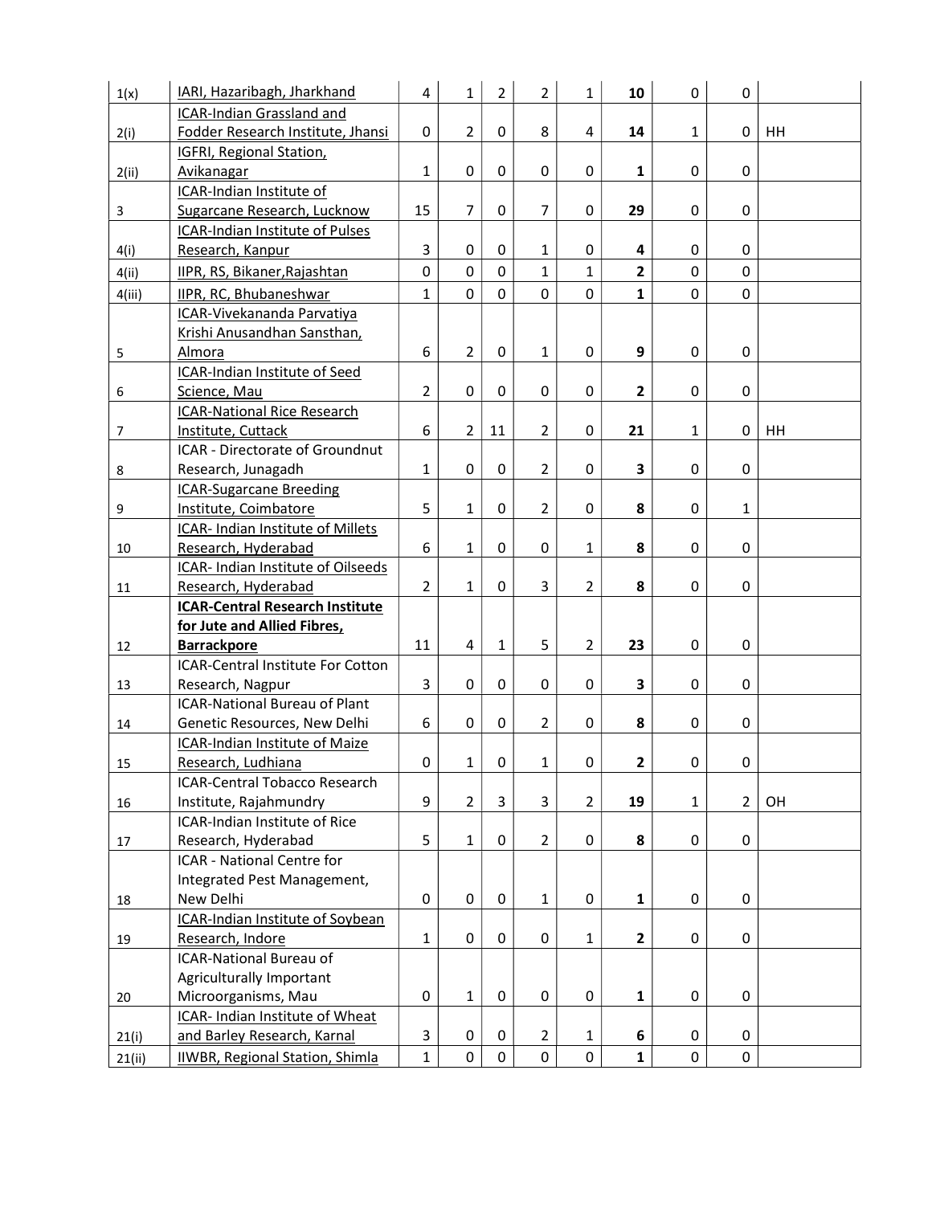| | | | | | | | | | | |
|---|---|---|---|---|---|---|---|---|---|---|
| 1(x) | IARI, Hazaribagh, Jharkhand | 4 | 1 | 2 | 2 | 1 | **10** | 0 | 0 | |
| 2(i) | ICAR-Indian Grassland and Fodder Research Institute, Jhansi | 0 | 2 | 0 | 8 | 4 | **14** | 1 | 0 | HH |
| 2(ii) | IGFRI, Regional Station, Avikanagar | 1 | 0 | 0 | 0 | 0 | **1** | 0 | 0 | |
| 3 | ICAR-Indian Institute of Sugarcane Research, Lucknow | 15 | 7 | 0 | 7 | 0 | **29** | 0 | 0 | |
| 4(i) | ICAR-Indian Institute of Pulses Research, Kanpur | 3 | 0 | 0 | 1 | 0 | **4** | 0 | 0 | |
| 4(ii) | IIPR, RS, Bikaner,Rajashtan | 0 | 0 | 0 | 1 | 1 | **2** | 0 | 0 | |
| 4(iii) | IIPR, RC, Bhubaneshwar | 1 | 0 | 0 | 0 | 0 | **1** | 0 | 0 | |
| 5 | ICAR-Vivekananda Parvatiya Krishi Anusandhan Sansthan, Almora | 6 | 2 | 0 | 1 | 0 | **9** | 0 | 0 | |
| 6 | ICAR-Indian Institute of Seed Science, Mau | 2 | 0 | 0 | 0 | 0 | **2** | 0 | 0 | |
| 7 | ICAR-National Rice Research Institute, Cuttack | 6 | 2 | 11 | 2 | 0 | **21** | 1 | 0 | HH |
| 8 | ICAR - Directorate of Groundnut Research, Junagadh | 1 | 0 | 0 | 2 | 0 | **3** | 0 | 0 | |
| 9 | ICAR-Sugarcane Breeding Institute, Coimbatore | 5 | 1 | 0 | 2 | 0 | **8** | 0 | 1 | |
| 10 | ICAR- Indian Institute of Millets Research, Hyderabad | 6 | 1 | 0 | 0 | 1 | **8** | 0 | 0 | |
| 11 | ICAR- Indian Institute of Oilseeds Research, Hyderabad | 2 | 1 | 0 | 3 | 2 | **8** | 0 | 0 | |
| 12 | **ICAR-Central Research Institute for Jute and Allied Fibres, Barrackpore** | 11 | 4 | 1 | 5 | 2 | **23** | 0 | 0 | |
| 13 | ICAR-Central Institute For Cotton Research, Nagpur | 3 | 0 | 0 | 0 | 0 | **3** | 0 | 0 | |
| 14 | ICAR-National Bureau of Plant Genetic Resources, New Delhi | 6 | 0 | 0 | 2 | 0 | **8** | 0 | 0 | |
| 15 | ICAR-Indian Institute of Maize Research, Ludhiana | 0 | 1 | 0 | 1 | 0 | **2** | 0 | 0 | |
| 16 | ICAR-Central Tobacco Research Institute, Rajahmundry | 9 | 2 | 3 | 3 | 2 | **19** | 1 | 2 | OH |
| 17 | ICAR-Indian Institute of Rice Research, Hyderabad | 5 | 1 | 0 | 2 | 0 | **8** | 0 | 0 | |
| 18 | ICAR - National Centre for Integrated Pest Management, New Delhi | 0 | 0 | 0 | 1 | 0 | **1** | 0 | 0 | |
| 19 | ICAR-Indian Institute of Soybean Research, Indore | 1 | 0 | 0 | 0 | 1 | **2** | 0 | 0 | |
| 20 | ICAR-National Bureau of Agriculturally Important Microorganisms, Mau | 0 | 1 | 0 | 0 | 0 | **1** | 0 | 0 | |
| 21(i) | ICAR- Indian Institute of Wheat and Barley Research, Karnal | 3 | 0 | 0 | 2 | 1 | **6** | 0 | 0 | |
| 21(ii) | IIWBR, Regional Station, Shimla | 1 | 0 | 0 | 0 | 0 | **1** | 0 | 0 | |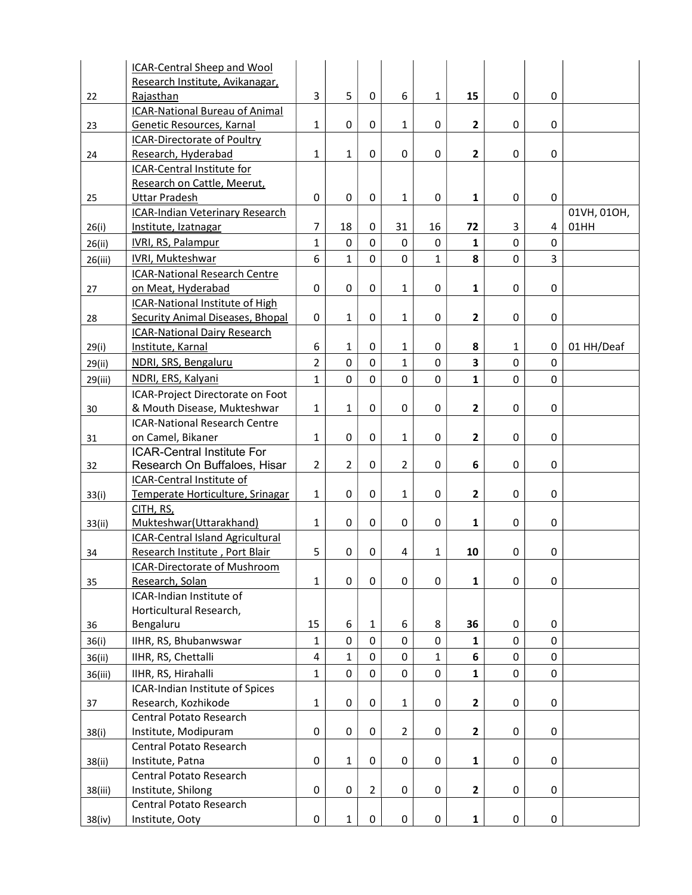| 22 | ICAR-Central Sheep and Wool Research Institute, Avikanagar, Rajasthan | 3 | 5 | 0 | 6 | 1 | **15** | 0 | 0 | |
|---|---|---|---|---|---|---|---|---|---|---|
| 23 | ICAR-National Bureau of Animal Genetic Resources, Karnal | 1 | 0 | 0 | 1 | 0 | **2** | 0 | 0 | |
| 24 | ICAR-Directorate of Poultry Research, Hyderabad | 1 | 1 | 0 | 0 | 0 | **2** | 0 | 0 | |
| 25 | ICAR-Central Institute for Research on Cattle, Meerut, Uttar Pradesh | 0 | 0 | 0 | 1 | 0 | **1** | 0 | 0 | |
| 26(i) | ICAR-Indian Veterinary Research Institute, Izatnagar | 7 | 18 | 0 | 31 | 16 | **72** | 3 | 4 | 01VH, 01OH, 01HH |
| 26(ii) | IVRI, RS, Palampur | 1 | 0 | 0 | 0 | 0 | **1** | 0 | 0 | |
| 26(iii) | IVRI, Mukteshwar | 6 | 1 | 0 | 0 | 1 | **8** | 0 | 3 | |
| 27 | ICAR-National Research Centre on Meat, Hyderabad | 0 | 0 | 0 | 1 | 0 | **1** | 0 | 0 | |
| 28 | ICAR-National Institute of High Security Animal Diseases, Bhopal | 0 | 1 | 0 | 1 | 0 | **2** | 0 | 0 | |
| 29(i) | ICAR-National Dairy Research Institute, Karnal | 6 | 1 | 0 | 1 | 0 | **8** | 1 | 0 | 01 HH/Deaf |
| 29(ii) | NDRI, SRS, Bengaluru | 2 | 0 | 0 | 1 | 0 | **3** | 0 | 0 | |
| 29(iii) | NDRI, ERS, Kalyani | 1 | 0 | 0 | 0 | 0 | **1** | 0 | 0 | |
| 30 | ICAR-Project Directorate on Foot & Mouth Disease, Mukteshwar | 1 | 1 | 0 | 0 | 0 | **2** | 0 | 0 | |
| 31 | ICAR-National Research Centre on Camel, Bikaner | 1 | 0 | 0 | 1 | 0 | **2** | 0 | 0 | |
| 32 | ICAR-Central Institute For Research On Buffaloes, Hisar | 2 | 2 | 0 | 2 | 0 | **6** | 0 | 0 | |
| 33(i) | ICAR-Central Institute of Temperate Horticulture, Srinagar | 1 | 0 | 0 | 1 | 0 | **2** | 0 | 0 | |
| 33(ii) | CITH, RS, Mukteshwar(Uttarakhand) | 1 | 0 | 0 | 0 | 0 | **1** | 0 | 0 | |
| 34 | ICAR-Central Island Agricultural Research Institute , Port Blair | 5 | 0 | 0 | 4 | 1 | **10** | 0 | 0 | |
| 35 | ICAR-Directorate of Mushroom Research, Solan | 1 | 0 | 0 | 0 | 0 | **1** | 0 | 0 | |
| 36 | ICAR-Indian Institute of Horticultural Research, Bengaluru | 15 | 6 | 1 | 6 | 8 | **36** | 0 | 0 | |
| 36(i) | IIHR, RS, Bhubanwswar | 1 | 0 | 0 | 0 | 0 | **1** | 0 | 0 | |
| 36(ii) | IIHR, RS, Chettalli | 4 | 1 | 0 | 0 | 1 | **6** | 0 | 0 | |
| 36(iii) | IIHR, RS, Hirahalli | 1 | 0 | 0 | 0 | 0 | **1** | 0 | 0 | |
| 37 | ICAR-Indian Institute of Spices Research, Kozhikode | 1 | 0 | 0 | 1 | 0 | **2** | 0 | 0 | |
| 38(i) | Central Potato Research Institute, Modipuram | 0 | 0 | 0 | 2 | 0 | **2** | 0 | 0 | |
| 38(ii) | Central Potato Research Institute, Patna | 0 | 1 | 0 | 0 | 0 | **1** | 0 | 0 | |
| 38(iii) | Central Potato Research Institute, Shilong | 0 | 0 | 2 | 0 | 0 | **2** | 0 | 0 | |
| 38(iv) | Central Potato Research Institute, Ooty | 0 | 1 | 0 | 0 | 0 | **1** | 0 | 0 | |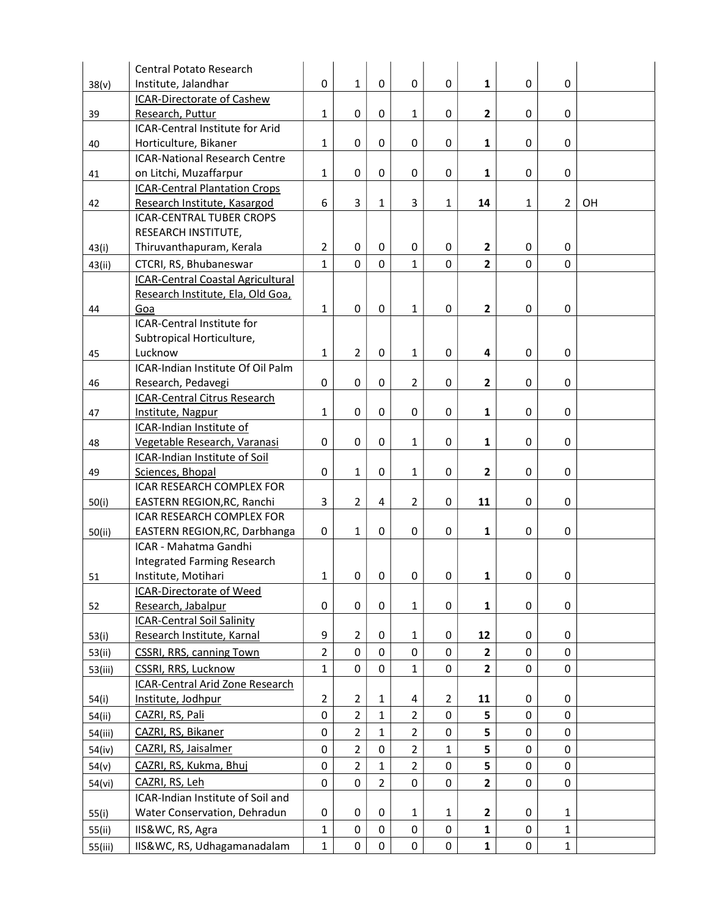| | | | | | | | | | | |
|---|---|---|---|---|---|---|---|---|---|---|
| 38(v) | Central Potato Research Institute, Jalandhar | 0 | 1 | 0 | 0 | 0 | **1** | 0 | 0 | |
| 39 | ICAR-Directorate of Cashew Research, Puttur | 1 | 0 | 0 | 1 | 0 | **2** | 0 | 0 | |
| 40 | ICAR-Central Institute for Arid Horticulture, Bikaner | 1 | 0 | 0 | 0 | 0 | **1** | 0 | 0 | |
| 41 | ICAR-National Research Centre on Litchi, Muzaffarpur | 1 | 0 | 0 | 0 | 0 | **1** | 0 | 0 | |
| 42 | ICAR-Central Plantation Crops Research Institute, Kasargod | 6 | 3 | 1 | 3 | 1 | **14** | 1 | 2 | OH |
| 43(i) | ICAR-CENTRAL TUBER CROPS RESEARCH INSTITUTE, Thiruvanthapuram, Kerala | 2 | 0 | 0 | 0 | 0 | **2** | 0 | 0 | |
| 43(ii) | CTCRI, RS, Bhubaneswar | 1 | 0 | 0 | 1 | 0 | **2** | 0 | 0 | |
| 44 | ICAR-Central Coastal Agricultural Research Institute, Ela, Old Goa, Goa | 1 | 0 | 0 | 1 | 0 | **2** | 0 | 0 | |
| 45 | ICAR-Central Institute for Subtropical Horticulture, Lucknow | 1 | 2 | 0 | 1 | 0 | **4** | 0 | 0 | |
| 46 | ICAR-Indian Institute Of Oil Palm Research, Pedavegi | 0 | 0 | 0 | 2 | 0 | **2** | 0 | 0 | |
| 47 | ICAR-Central Citrus Research Institute, Nagpur | 1 | 0 | 0 | 0 | 0 | **1** | 0 | 0 | |
| 48 | ICAR-Indian Institute of Vegetable Research, Varanasi | 0 | 0 | 0 | 1 | 0 | **1** | 0 | 0 | |
| 49 | ICAR-Indian Institute of Soil Sciences, Bhopal | 0 | 1 | 0 | 1 | 0 | **2** | 0 | 0 | |
| 50(i) | ICAR RESEARCH COMPLEX FOR EASTERN REGION,RC, Ranchi | 3 | 2 | 4 | 2 | 0 | **11** | 0 | 0 | |
| 50(ii) | ICAR RESEARCH COMPLEX FOR EASTERN REGION,RC, Darbhanga | 0 | 1 | 0 | 0 | 0 | **1** | 0 | 0 | |
| 51 | ICAR - Mahatma Gandhi Integrated Farming Research Institute, Motihari | 1 | 0 | 0 | 0 | 0 | **1** | 0 | 0 | |
| 52 | ICAR-Directorate of Weed Research, Jabalpur | 0 | 0 | 0 | 1 | 0 | **1** | 0 | 0 | |
| 53(i) | ICAR-Central Soil Salinity Research Institute, Karnal | 9 | 2 | 0 | 1 | 0 | **12** | 0 | 0 | |
| 53(ii) | CSSRI, RRS, canning Town | 2 | 0 | 0 | 0 | 0 | **2** | 0 | 0 | |
| 53(iii) | CSSRI, RRS, Lucknow | 1 | 0 | 0 | 1 | 0 | **2** | 0 | 0 | |
| 54(i) | ICAR-Central Arid Zone Research Institute, Jodhpur | 2 | 2 | 1 | 4 | 2 | **11** | 0 | 0 | |
| 54(ii) | CAZRI, RS, Pali | 0 | 2 | 1 | 2 | 0 | **5** | 0 | 0 | |
| 54(iii) | CAZRI, RS, Bikaner | 0 | 2 | 1 | 2 | 0 | **5** | 0 | 0 | |
| 54(iv) | CAZRI, RS, Jaisalmer | 0 | 2 | 0 | 2 | 1 | **5** | 0 | 0 | |
| 54(v) | CAZRI, RS, Kukma, Bhuj | 0 | 2 | 1 | 2 | 0 | **5** | 0 | 0 | |
| 54(vi) | CAZRI, RS, Leh | 0 | 0 | 2 | 0 | 0 | **2** | 0 | 0 | |
| 55(i) | ICAR-Indian Institute of Soil and Water Conservation, Dehradun | 0 | 0 | 0 | 1 | 1 | **2** | 0 | 1 | |
| 55(ii) | IIS&WC, RS, Agra | 1 | 0 | 0 | 0 | 0 | **1** | 0 | 1 | |
| 55(iii) | IIS&WC, RS, Udhagamanadalam | 1 | 0 | 0 | 0 | 0 | **1** | 0 | 1 | |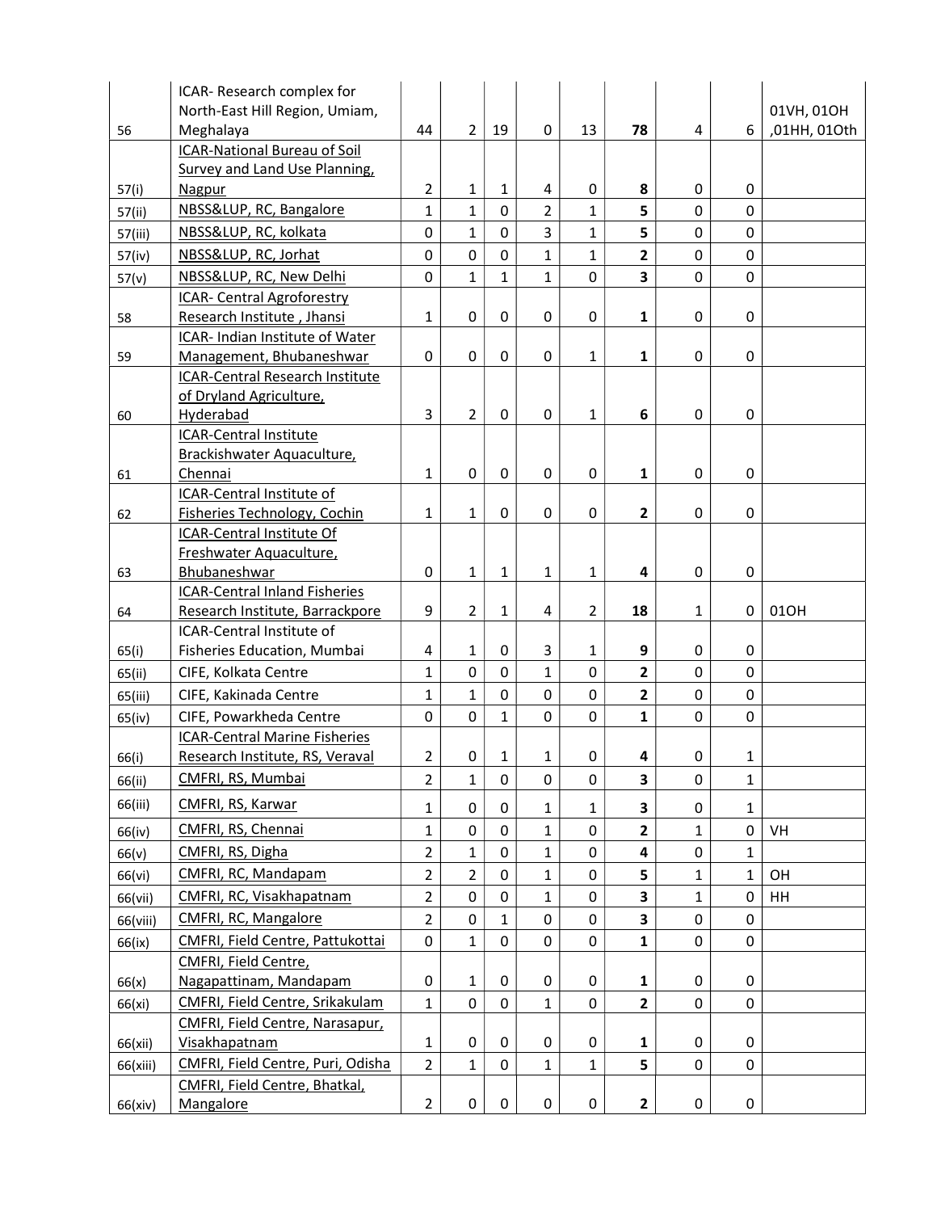| 56 | ICAR- Research complex for North-East Hill Region, Umiam, Meghalaya | 44 | 2 | 19 | 0 | 13 | **78** | 4 | 6 | 01VH, 01OH ,01HH, 01Oth |
|---|---|---|---|---|---|---|---|---|---|---|
| 57(i) | ICAR-National Bureau of Soil Survey and Land Use Planning, Nagpur | 2 | 1 | 1 | 4 | 0 | **8** | 0 | 0 | |
| 57(ii) | NBSS&LUP, RC, Bangalore | 1 | 1 | 0 | 2 | 1 | **5** | 0 | 0 | |
| 57(iii) | NBSS&LUP, RC, kolkata | 0 | 1 | 0 | 3 | 1 | **5** | 0 | 0 | |
| 57(iv) | NBSS&LUP, RC, Jorhat | 0 | 0 | 0 | 1 | 1 | **2** | 0 | 0 | |
| 57(v) | NBSS&LUP, RC, New Delhi | 0 | 1 | 1 | 1 | 0 | **3** | 0 | 0 | |
| 58 | ICAR- Central Agroforestry Research Institute , Jhansi | 1 | 0 | 0 | 0 | 0 | **1** | 0 | 0 | |
| 59 | ICAR- Indian Institute of Water Management, Bhubaneshwar | 0 | 0 | 0 | 0 | 1 | **1** | 0 | 0 | |
| 60 | ICAR-Central Research Institute of Dryland Agriculture, Hyderabad | 3 | 2 | 0 | 0 | 1 | **6** | 0 | 0 | |
| 61 | ICAR-Central Institute Brackishwater Aquaculture, Chennai | 1 | 0 | 0 | 0 | 0 | **1** | 0 | 0 | |
| 62 | ICAR-Central Institute of Fisheries Technology, Cochin | 1 | 1 | 0 | 0 | 0 | **2** | 0 | 0 | |
| 63 | ICAR-Central Institute Of Freshwater Aquaculture, Bhubaneshwar | 0 | 1 | 1 | 1 | 1 | **4** | 0 | 0 | |
| 64 | ICAR-Central Inland Fisheries Research Institute, Barrackpore | 9 | 2 | 1 | 4 | 2 | **18** | 1 | 0 | 01OH |
| 65(i) | ICAR-Central Institute of Fisheries Education, Mumbai | 4 | 1 | 0 | 3 | 1 | **9** | 0 | 0 | |
| 65(ii) | CIFE, Kolkata Centre | 1 | 0 | 0 | 1 | 0 | **2** | 0 | 0 | |
| 65(iii) | CIFE, Kakinada Centre | 1 | 1 | 0 | 0 | 0 | **2** | 0 | 0 | |
| 65(iv) | CIFE, Powarkheda Centre | 0 | 0 | 1 | 0 | 0 | **1** | 0 | 0 | |
| 66(i) | ICAR-Central Marine Fisheries Research Institute, RS, Veraval | 2 | 0 | 1 | 1 | 0 | **4** | 0 | 1 | |
| 66(ii) | CMFRI, RS, Mumbai | 2 | 1 | 0 | 0 | 0 | **3** | 0 | 1 | |
| 66(iii) | CMFRI, RS, Karwar | 1 | 0 | 0 | 1 | 1 | **3** | 0 | 1 | |
| 66(iv) | CMFRI, RS, Chennai | 1 | 0 | 0 | 1 | 0 | **2** | 1 | 0 | VH |
| 66(v) | CMFRI, RS, Digha | 2 | 1 | 0 | 1 | 0 | **4** | 0 | 1 | |
| 66(vi) | CMFRI, RC, Mandapam | 2 | 2 | 0 | 1 | 0 | **5** | 1 | 1 | OH |
| 66(vii) | CMFRI, RC, Visakhapatnam | 2 | 0 | 0 | 1 | 0 | **3** | 1 | 0 | HH |
| 66(viii) | CMFRI, RC, Mangalore | 2 | 0 | 1 | 0 | 0 | **3** | 0 | 0 | |
| 66(ix) | CMFRI, Field Centre, Pattukottai | 0 | 1 | 0 | 0 | 0 | **1** | 0 | 0 | |
| 66(x) | CMFRI, Field Centre, Nagapattinam, Mandapam | 0 | 1 | 0 | 0 | 0 | **1** | 0 | 0 | |
| 66(xi) | CMFRI, Field Centre, Srikakulam | 1 | 0 | 0 | 1 | 0 | **2** | 0 | 0 | |
| 66(xii) | CMFRI, Field Centre, Narasapur, Visakhapatnam | 1 | 0 | 0 | 0 | 0 | **1** | 0 | 0 | |
| 66(xiii) | CMFRI, Field Centre, Puri, Odisha | 2 | 1 | 0 | 1 | 1 | **5** | 0 | 0 | |
| 66(xiv) | CMFRI, Field Centre, Bhatkal, Mangalore | 2 | 0 | 0 | 0 | 0 | **2** | 0 | 0 | |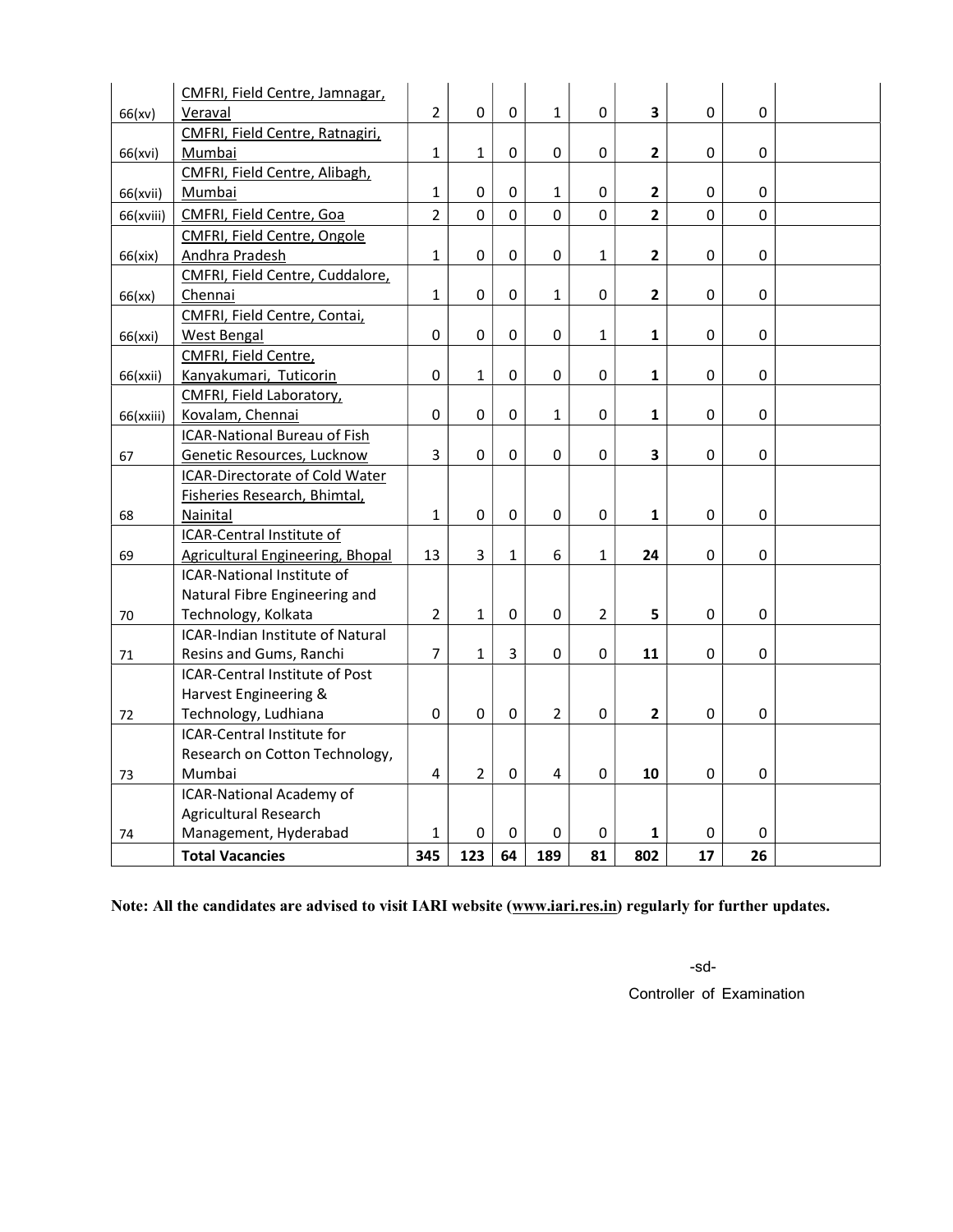| | | | | | | | | | | |
|---|---|---|---|---|---|---|---|---|---|---|
| 66(xv) | CMFRI, Field Centre, Jamnagar, Veraval | 2 | 0 | 0 | 1 | 0 | **3** | 0 | 0 | |
| 66(xvi) | CMFRI, Field Centre, Ratnagiri, Mumbai | 1 | 1 | 0 | 0 | 0 | **2** | 0 | 0 | |
| 66(xvii) | CMFRI, Field Centre, Alibagh, Mumbai | 1 | 0 | 0 | 1 | 0 | **2** | 0 | 0 | |
| 66(xviii) | CMFRI, Field Centre, Goa | 2 | 0 | 0 | 0 | 0 | **2** | 0 | 0 | |
| 66(xix) | CMFRI, Field Centre, Ongole Andhra Pradesh | 1 | 0 | 0 | 0 | 1 | **2** | 0 | 0 | |
| 66(xx) | CMFRI, Field Centre, Cuddalore, Chennai | 1 | 0 | 0 | 1 | 0 | **2** | 0 | 0 | |
| 66(xxi) | CMFRI, Field Centre, Contai, West Bengal | 0 | 0 | 0 | 0 | 1 | **1** | 0 | 0 | |
| 66(xxii) | CMFRI, Field Centre, Kanyakumari, Tuticorin | 0 | 1 | 0 | 0 | 0 | **1** | 0 | 0 | |
| 66(xxiii) | CMFRI, Field Laboratory, Kovalam, Chennai | 0 | 0 | 0 | 1 | 0 | **1** | 0 | 0 | |
| 67 | ICAR-National Bureau of Fish Genetic Resources, Lucknow | 3 | 0 | 0 | 0 | 0 | **3** | 0 | 0 | |
| 68 | ICAR-Directorate of Cold Water Fisheries Research, Bhimtal, Nainital | 1 | 0 | 0 | 0 | 0 | **1** | 0 | 0 | |
| 69 | ICAR-Central Institute of Agricultural Engineering, Bhopal | 13 | 3 | 1 | 6 | 1 | **24** | 0 | 0 | |
| 70 | ICAR-National Institute of Natural Fibre Engineering and Technology, Kolkata | 2 | 1 | 0 | 0 | 2 | **5** | 0 | 0 | |
| 71 | ICAR-Indian Institute of Natural Resins and Gums, Ranchi | 7 | 1 | 3 | 0 | 0 | **11** | 0 | 0 | |
| 72 | ICAR-Central Institute of Post Harvest Engineering & Technology, Ludhiana | 0 | 0 | 0 | 2 | 0 | **2** | 0 | 0 | |
| 73 | ICAR-Central Institute for Research on Cotton Technology, Mumbai | 4 | 2 | 0 | 4 | 0 | **10** | 0 | 0 | |
| 74 | ICAR-National Academy of Agricultural Research Management, Hyderabad | 1 | 0 | 0 | 0 | 0 | **1** | 0 | 0 | |
| | **Total Vacancies** | **345** | **123** | **64** | **189** | **81** | **802** | **17** | **26** | |

**Note: All the candidates are advised to visit IARI website (www.iari.res.in) regularly for further updates.**

-sd-

Controller of Examination